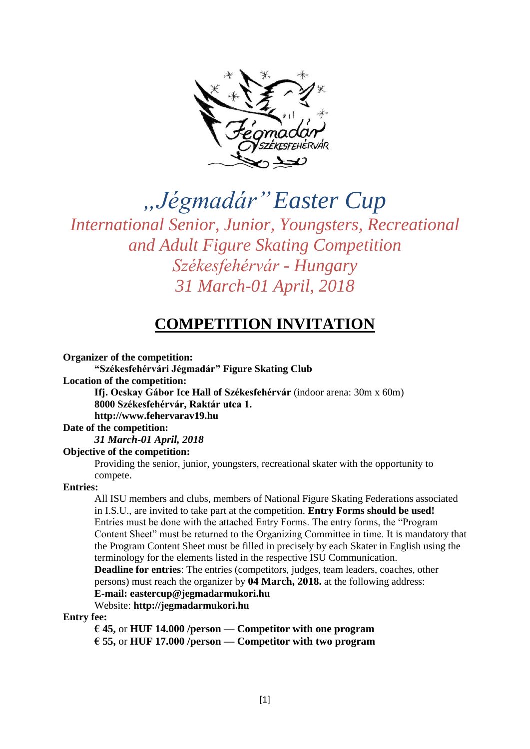# „Jégmadár" Easter Cup

## International Senior, Junior, Youngsters, Recreational and Adult Figure Skating Competition
## Székesfehérvár - Hungary
## 31 March-01 April, 2018

# COMPETITION INVITATION

**Organizer of the competition:**

**"Székesfehérvári Jégmadár" Figure Skating Club**

**Location of the competition:**

**Ifj. Ocskay Gábor Ice Hall of Székesfehérvár** (indoor arena: 30m x 60m)
**8000 Székesfehérvár, Raktár utca 1.**
**http://www.fehervarav19.hu**

**Date of the competition:**

***31 March-01 April, 2018***

**Objective of the competition:**

Providing the senior, junior, youngsters, recreational skater with the opportunity to compete.

**Entries:**

All ISU members and clubs, members of National Figure Skating Federations associated in I.S.U., are invited to take part at the competition. **Entry Forms should be used!** Entries must be done with the attached Entry Forms. The entry forms, the "Program Content Sheet" must be returned to the Organizing Committee in time. It is mandatory that the Program Content Sheet must be filled in precisely by each Skater in English using the terminology for the elements listed in the respective ISU Communication.

**Deadline for entries**: The entries (competitors, judges, team leaders, coaches, other persons) must reach the organizer by **04 March, 2018.** at the following address:

**E-mail: eastercup@jegmadarmukori.hu**

Website: **http://jegmadarmukori.hu**

**Entry fee:**

**€ 45,** or **HUF 14.000 /person — Competitor with one program**
**€ 55,** or **HUF 17.000 /person — Competitor with two program**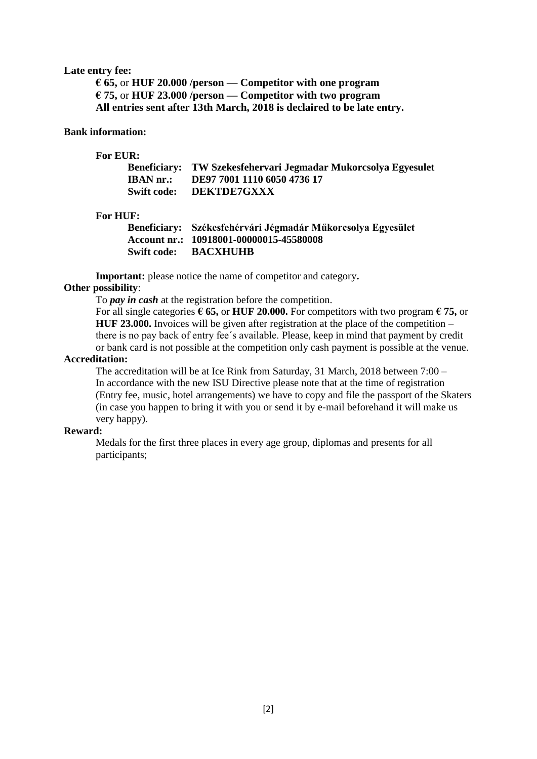**Late entry fee:**

**€ 65,** or **HUF 20.000 /person — Competitor with one program**
**€ 75,** or **HUF 23.000 /person — Competitor with two program**
**All entries sent after 13th March, 2018 is declaired to be late entry.**

**Bank information:**

**For EUR:**

**Beneficiary: TW Szekesfehervari Jegmadar Mukorcsolya Egyesulet**
**IBAN nr.: DE97 7001 1110 6050 4736 17**
**Swift code: DEKTDE7GXXX**

**For HUF:**

**Beneficiary: Székesfehérvári Jégmadár Műkorcsolya Egyesület**
**Account nr.: 10918001-00000015-45580008**
**Swift code: BACXHUHB**

**Important:** please notice the name of competitor and category**.**

**Other possibility**:

To ***pay in cash*** at the registration before the competition.
For all single categories **€ 65,** or **HUF 20.000.** For competitors with two program **€ 75,** or **HUF 23.000.** Invoices will be given after registration at the place of the competition – there is no pay back of entry fee´s available. Please, keep in mind that payment by credit or bank card is not possible at the competition only cash payment is possible at the venue.

**Accreditation:**

The accreditation will be at Ice Rink from Saturday, 31 March, 2018 between 7:00 – In accordance with the new ISU Directive please note that at the time of registration (Entry fee, music, hotel arrangements) we have to copy and file the passport of the Skaters (in case you happen to bring it with you or send it by e-mail beforehand it will make us very happy).

**Reward:**

Medals for the first three places in every age group, diplomas and presents for all participants;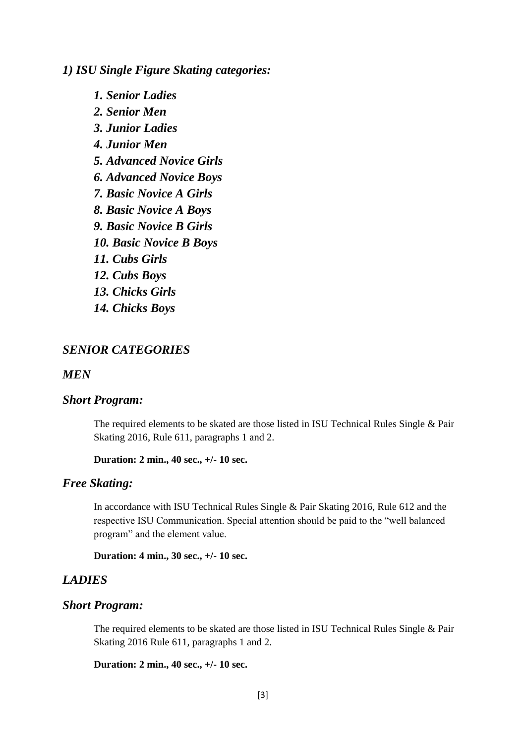### *1) ISU Single Figure Skating categories:*

1. ***Senior Ladies***
2. ***Senior Men***
3. ***Junior Ladies***
4. ***Junior Men***
5. ***Advanced Novice Girls***
6. ***Advanced Novice Boys***
7. ***Basic Novice A Girls***
8. ***Basic Novice A Boys***
9. ***Basic Novice B Girls***
10. ***Basic Novice B Boys***
11. ***Cubs Girls***
12. ***Cubs Boys***
13. ***Chicks Girls***
14. ***Chicks Boys***

## *SENIOR CATEGORIES*

### *MEN*

#### *Short Program:*

The required elements to be skated are those listed in ISU Technical Rules Single & Pair Skating 2016, Rule 611, paragraphs 1 and 2.

**Duration: 2 min., 40 sec., +/- 10 sec.**

#### *Free Skating:*

In accordance with ISU Technical Rules Single & Pair Skating 2016, Rule 612 and the respective ISU Communication. Special attention should be paid to the "well balanced program" and the element value.

**Duration: 4 min., 30 sec., +/- 10 sec.**

### *LADIES*

#### *Short Program:*

The required elements to be skated are those listed in ISU Technical Rules Single & Pair Skating 2016 Rule 611, paragraphs 1 and 2.

**Duration: 2 min., 40 sec., +/- 10 sec.**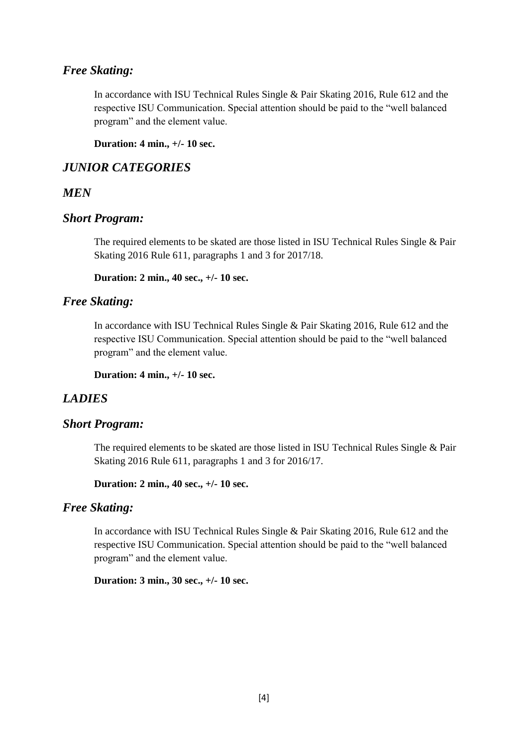## *Free Skating:*

In accordance with ISU Technical Rules Single & Pair Skating 2016, Rule 612 and the respective ISU Communication. Special attention should be paid to the "well balanced program" and the element value.

**Duration: 4 min., +/- 10 sec.**

## *JUNIOR CATEGORIES*

## *MEN*

## *Short Program:*

The required elements to be skated are those listed in ISU Technical Rules Single & Pair Skating 2016 Rule 611, paragraphs 1 and 3 for 2017/18.

**Duration: 2 min., 40 sec., +/- 10 sec.**

## *Free Skating:*

In accordance with ISU Technical Rules Single & Pair Skating 2016, Rule 612 and the respective ISU Communication. Special attention should be paid to the "well balanced program" and the element value.

**Duration: 4 min., +/- 10 sec.**

## *LADIES*

## *Short Program:*

The required elements to be skated are those listed in ISU Technical Rules Single & Pair Skating 2016 Rule 611, paragraphs 1 and 3 for 2016/17.

**Duration: 2 min., 40 sec., +/- 10 sec.**

## *Free Skating:*

In accordance with ISU Technical Rules Single & Pair Skating 2016, Rule 612 and the respective ISU Communication. Special attention should be paid to the "well balanced program" and the element value.

**Duration: 3 min., 30 sec., +/- 10 sec.**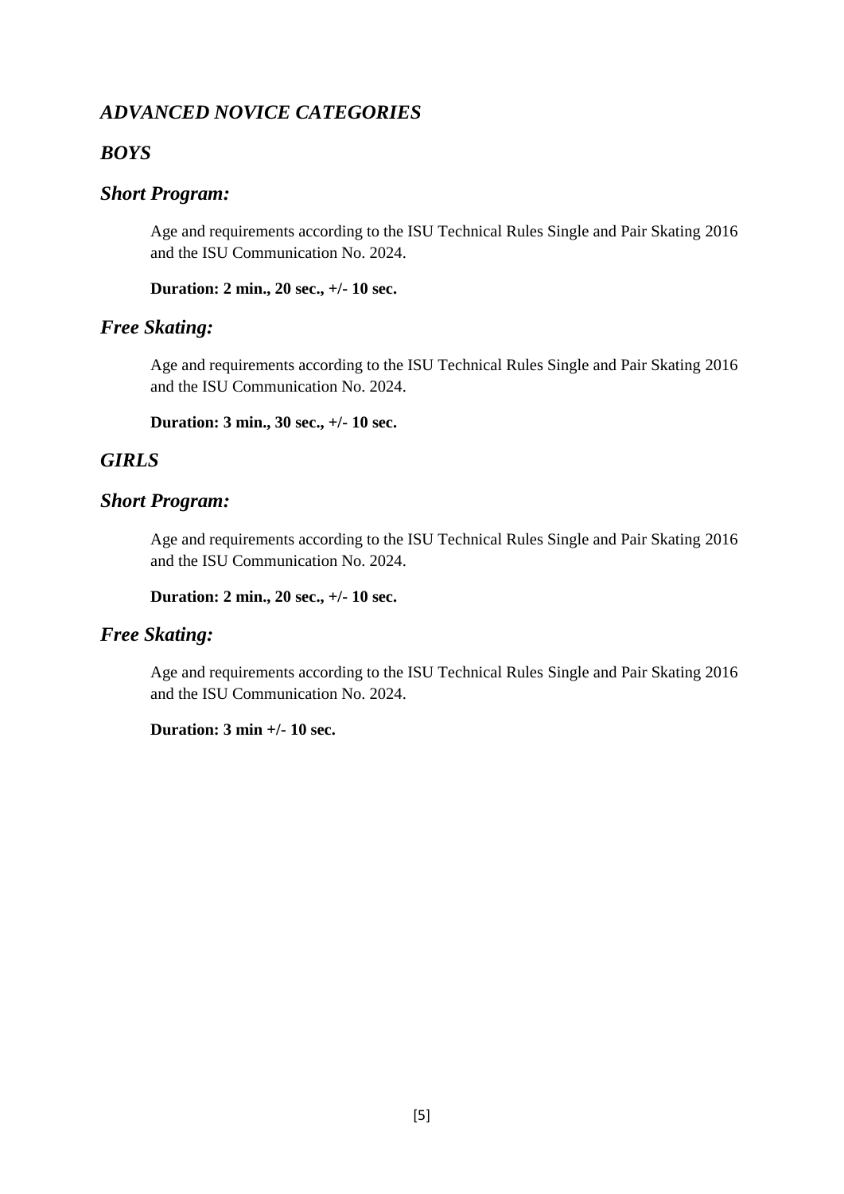## *ADVANCED NOVICE CATEGORIES*

### *BOYS*

### *Short Program:*

Age and requirements according to the ISU Technical Rules Single and Pair Skating 2016 and the ISU Communication No. 2024.

**Duration: 2 min., 20 sec., +/- 10 sec.**

### *Free Skating:*

Age and requirements according to the ISU Technical Rules Single and Pair Skating 2016 and the ISU Communication No. 2024.

**Duration: 3 min., 30 sec., +/- 10 sec.**

### *GIRLS*

### *Short Program:*

Age and requirements according to the ISU Technical Rules Single and Pair Skating 2016 and the ISU Communication No. 2024.

**Duration: 2 min., 20 sec., +/- 10 sec.**

### *Free Skating:*

Age and requirements according to the ISU Technical Rules Single and Pair Skating 2016 and the ISU Communication No. 2024.

**Duration: 3 min +/- 10 sec.**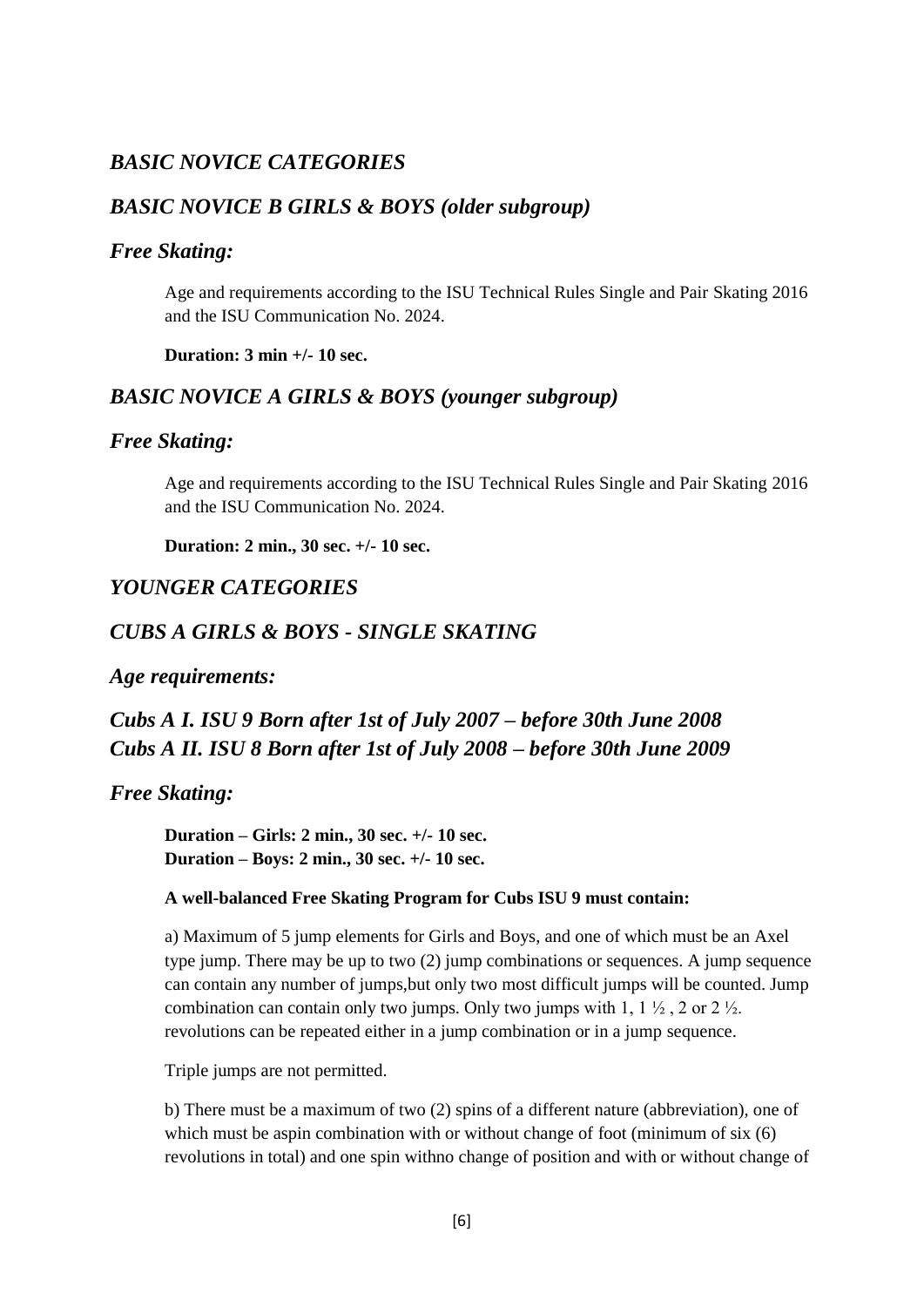## *BASIC NOVICE CATEGORIES*

## *BASIC NOVICE B GIRLS & BOYS (older subgroup)*

### *Free Skating:*

Age and requirements according to the ISU Technical Rules Single and Pair Skating 2016 and the ISU Communication No. 2024.

**Duration: 3 min +/- 10 sec.**

## *BASIC NOVICE A GIRLS & BOYS (younger subgroup)*

### *Free Skating:*

Age and requirements according to the ISU Technical Rules Single and Pair Skating 2016 and the ISU Communication No. 2024.

**Duration: 2 min., 30 sec. +/- 10 sec.**

## *YOUNGER CATEGORIES*

## *CUBS A GIRLS & BOYS - SINGLE SKATING*

### *Age requirements:*

### *Cubs A I. ISU 9 Born after 1st of July 2007 – before 30th June 2008*
### *Cubs A II. ISU 8 Born after 1st of July 2008 – before 30th June 2009*

### *Free Skating:*

**Duration – Girls: 2 min., 30 sec. +/- 10 sec.**
**Duration – Boys: 2 min., 30 sec. +/- 10 sec.**

**A well-balanced Free Skating Program for Cubs ISU 9 must contain:**

a) Maximum of 5 jump elements for Girls and Boys, and one of which must be an Axel type jump. There may be up to two (2) jump combinations or sequences. A jump sequence can contain any number of jumps,but only two most difficult jumps will be counted. Jump combination can contain only two jumps. Only two jumps with 1, 1 ½ , 2 or 2 ½. revolutions can be repeated either in a jump combination or in a jump sequence.

Triple jumps are not permitted.

b) There must be a maximum of two (2) spins of a different nature (abbreviation), one of which must be aspin combination with or without change of foot (minimum of six (6) revolutions in total) and one spin withno change of position and with or without change of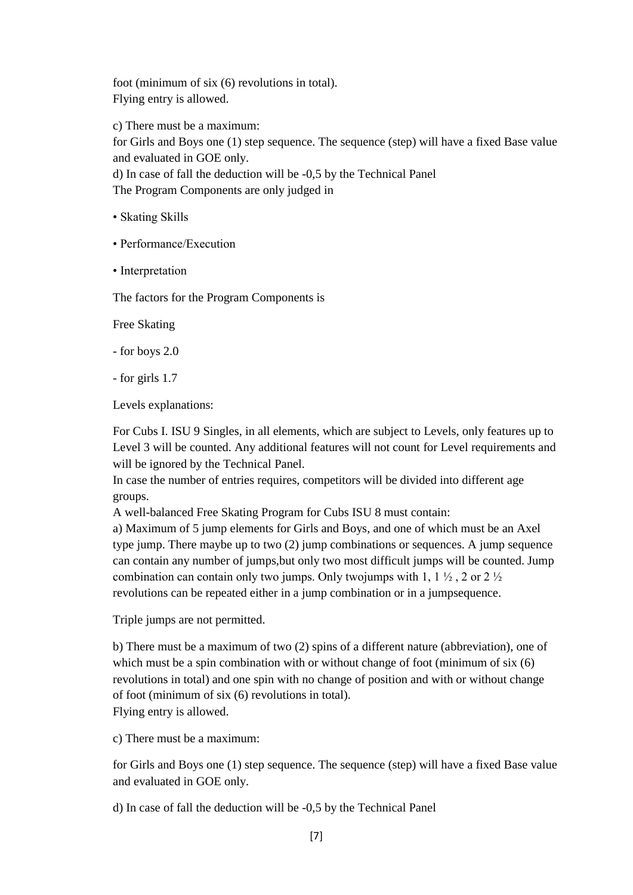foot (minimum of six (6) revolutions in total).
Flying entry is allowed.

c) There must be a maximum:
for Girls and Boys one (1) step sequence. The sequence (step) will have a fixed Base value and evaluated in GOE only.
d) In case of fall the deduction will be -0,5 by the Technical Panel
The Program Components are only judged in

- Skating Skills
- Performance/Execution
- Interpretation

The factors for the Program Components is

Free Skating

- for boys 2.0
- for girls 1.7

Levels explanations:

For Cubs I. ISU 9 Singles, in all elements, which are subject to Levels, only features up to Level 3 will be counted. Any additional features will not count for Level requirements and will be ignored by the Technical Panel.
In case the number of entries requires, competitors will be divided into different age groups.
A well-balanced Free Skating Program for Cubs ISU 8 must contain:
a) Maximum of 5 jump elements for Girls and Boys, and one of which must be an Axel type jump. There maybe up to two (2) jump combinations or sequences. A jump sequence can contain any number of jumps,but only two most difficult jumps will be counted. Jump combination can contain only two jumps. Only twojumps with 1, 1 ½ , 2 or 2 ½ revolutions can be repeated either in a jump combination or in a jumpsequence.

Triple jumps are not permitted.

b) There must be a maximum of two (2) spins of a different nature (abbreviation), one of which must be a spin combination with or without change of foot (minimum of six (6) revolutions in total) and one spin with no change of position and with or without change of foot (minimum of six (6) revolutions in total).
Flying entry is allowed.

c) There must be a maximum:

for Girls and Boys one (1) step sequence. The sequence (step) will have a fixed Base value and evaluated in GOE only.

d) In case of fall the deduction will be -0,5 by the Technical Panel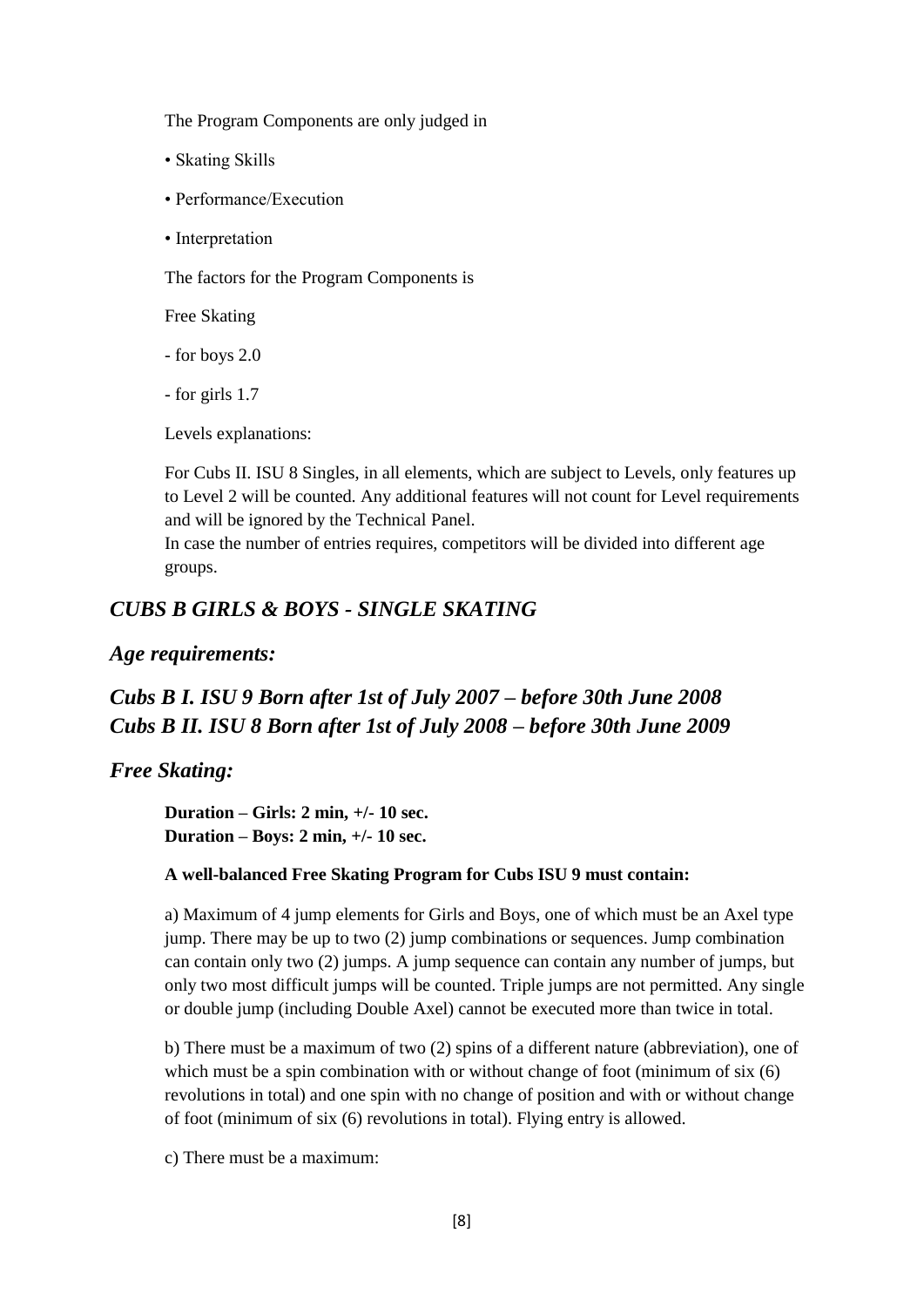The Program Components are only judged in

• Skating Skills

• Performance/Execution

• Interpretation

The factors for the Program Components is

Free Skating

- for boys 2.0

- for girls 1.7

Levels explanations:

For Cubs II. ISU 8 Singles, in all elements, which are subject to Levels, only features up to Level 2 will be counted. Any additional features will not count for Level requirements and will be ignored by the Technical Panel.
In case the number of entries requires, competitors will be divided into different age groups.

## *CUBS B GIRLS & BOYS - SINGLE SKATING*

### *Age requirements:*

### *Cubs B I. ISU 9 Born after 1st of July 2007 – before 30th June 2008*
### *Cubs B II. ISU 8 Born after 1st of July 2008 – before 30th June 2009*

### *Free Skating:*

**Duration – Girls: 2 min, +/- 10 sec.**
**Duration – Boys: 2 min, +/- 10 sec.**

**A well-balanced Free Skating Program for Cubs ISU 9 must contain:**

a) Maximum of 4 jump elements for Girls and Boys, one of which must be an Axel type jump. There may be up to two (2) jump combinations or sequences. Jump combination can contain only two (2) jumps. A jump sequence can contain any number of jumps, but only two most difficult jumps will be counted. Triple jumps are not permitted. Any single or double jump (including Double Axel) cannot be executed more than twice in total.

b) There must be a maximum of two (2) spins of a different nature (abbreviation), one of which must be a spin combination with or without change of foot (minimum of six (6) revolutions in total) and one spin with no change of position and with or without change of foot (minimum of six (6) revolutions in total). Flying entry is allowed.

c) There must be a maximum: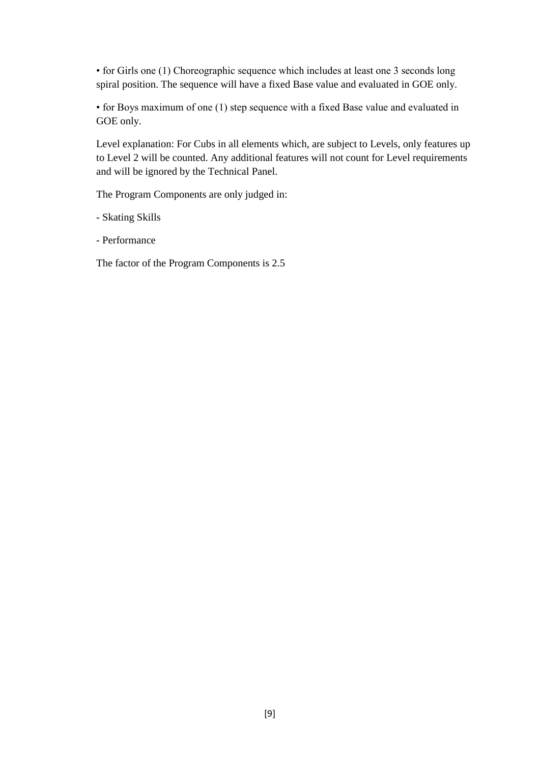• for Girls one (1) Choreographic sequence which includes at least one 3 seconds long spiral position. The sequence will have a fixed Base value and evaluated in GOE only.

• for Boys maximum of one (1) step sequence with a fixed Base value and evaluated in GOE only.

Level explanation: For Cubs in all elements which, are subject to Levels, only features up to Level 2 will be counted. Any additional features will not count for Level requirements and will be ignored by the Technical Panel.

The Program Components are only judged in:

- Skating Skills

- Performance

The factor of the Program Components is 2.5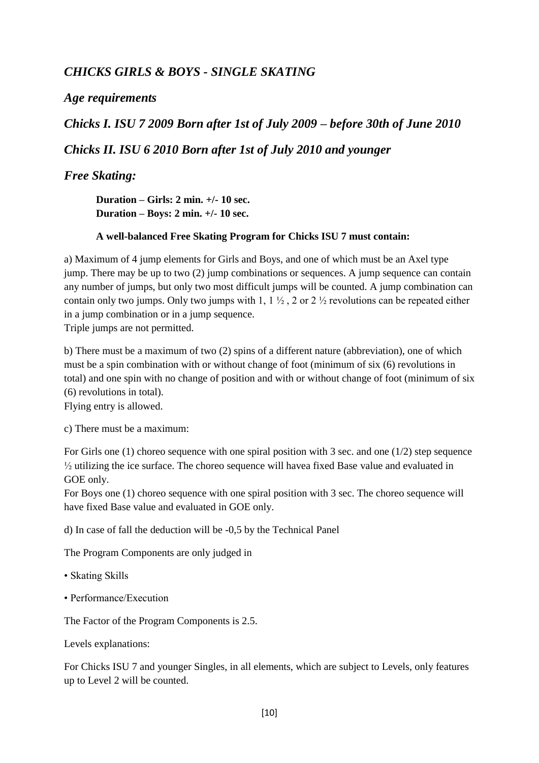## *CHICKS GIRLS & BOYS - SINGLE SKATING*

### *Age requirements*

### *Chicks I. ISU 7 2009 Born after 1st of July 2009 – before 30th of June 2010*

### *Chicks II. ISU 6 2010 Born after 1st of July 2010 and younger*

### *Free Skating:*

**Duration – Girls: 2 min. +/- 10 sec.**
**Duration – Boys: 2 min. +/- 10 sec.**

**A well-balanced Free Skating Program for Chicks ISU 7 must contain:**

a) Maximum of 4 jump elements for Girls and Boys, and one of which must be an Axel type jump. There may be up to two (2) jump combinations or sequences. A jump sequence can contain any number of jumps, but only two most difficult jumps will be counted. A jump combination can contain only two jumps. Only two jumps with 1, 1 ½ , 2 or 2 ½ revolutions can be repeated either in a jump combination or in a jump sequence.
Triple jumps are not permitted.

b) There must be a maximum of two (2) spins of a different nature (abbreviation), one of which must be a spin combination with or without change of foot (minimum of six (6) revolutions in total) and one spin with no change of position and with or without change of foot (minimum of six (6) revolutions in total).
Flying entry is allowed.

c) There must be a maximum:

For Girls one (1) choreo sequence with one spiral position with 3 sec. and one (1/2) step sequence ½ utilizing the ice surface. The choreo sequence will havea fixed Base value and evaluated in GOE only.
For Boys one (1) choreo sequence with one spiral position with 3 sec. The choreo sequence will have fixed Base value and evaluated in GOE only.

d) In case of fall the deduction will be -0,5 by the Technical Panel

The Program Components are only judged in

- Skating Skills
- Performance/Execution

The Factor of the Program Components is 2.5.

Levels explanations:

For Chicks ISU 7 and younger Singles, in all elements, which are subject to Levels, only features up to Level 2 will be counted.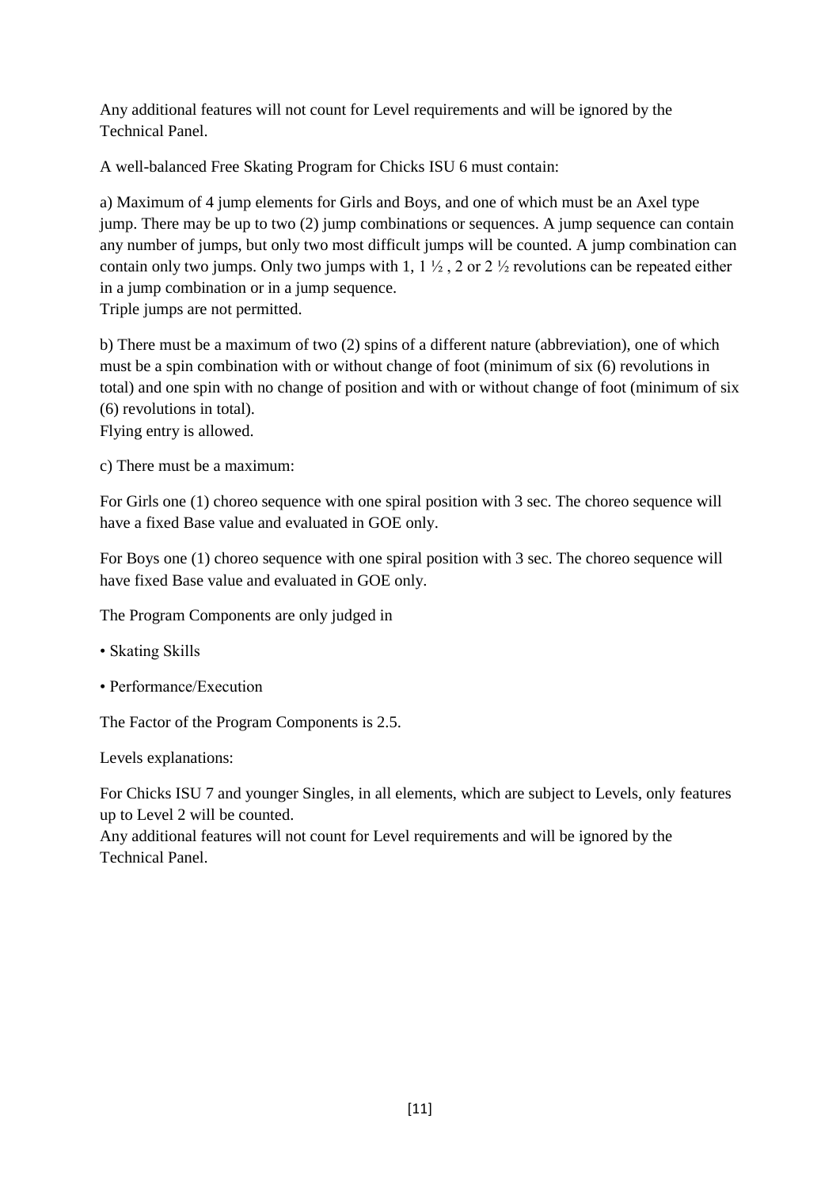Any additional features will not count for Level requirements and will be ignored by the Technical Panel.

A well-balanced Free Skating Program for Chicks ISU 6 must contain:

a) Maximum of 4 jump elements for Girls and Boys, and one of which must be an Axel type jump. There may be up to two (2) jump combinations or sequences. A jump sequence can contain any number of jumps, but only two most difficult jumps will be counted. A jump combination can contain only two jumps. Only two jumps with 1, 1 ½ , 2 or 2 ½ revolutions can be repeated either in a jump combination or in a jump sequence.
Triple jumps are not permitted.

b) There must be a maximum of two (2) spins of a different nature (abbreviation), one of which must be a spin combination with or without change of foot (minimum of six (6) revolutions in total) and one spin with no change of position and with or without change of foot (minimum of six (6) revolutions in total).
Flying entry is allowed.

c) There must be a maximum:

For Girls one (1) choreo sequence with one spiral position with 3 sec. The choreo sequence will have a fixed Base value and evaluated in GOE only.

For Boys one (1) choreo sequence with one spiral position with 3 sec. The choreo sequence will have fixed Base value and evaluated in GOE only.

The Program Components are only judged in

- Skating Skills
- Performance/Execution

The Factor of the Program Components is 2.5.

Levels explanations:

For Chicks ISU 7 and younger Singles, in all elements, which are subject to Levels, only features up to Level 2 will be counted.
Any additional features will not count for Level requirements and will be ignored by the Technical Panel.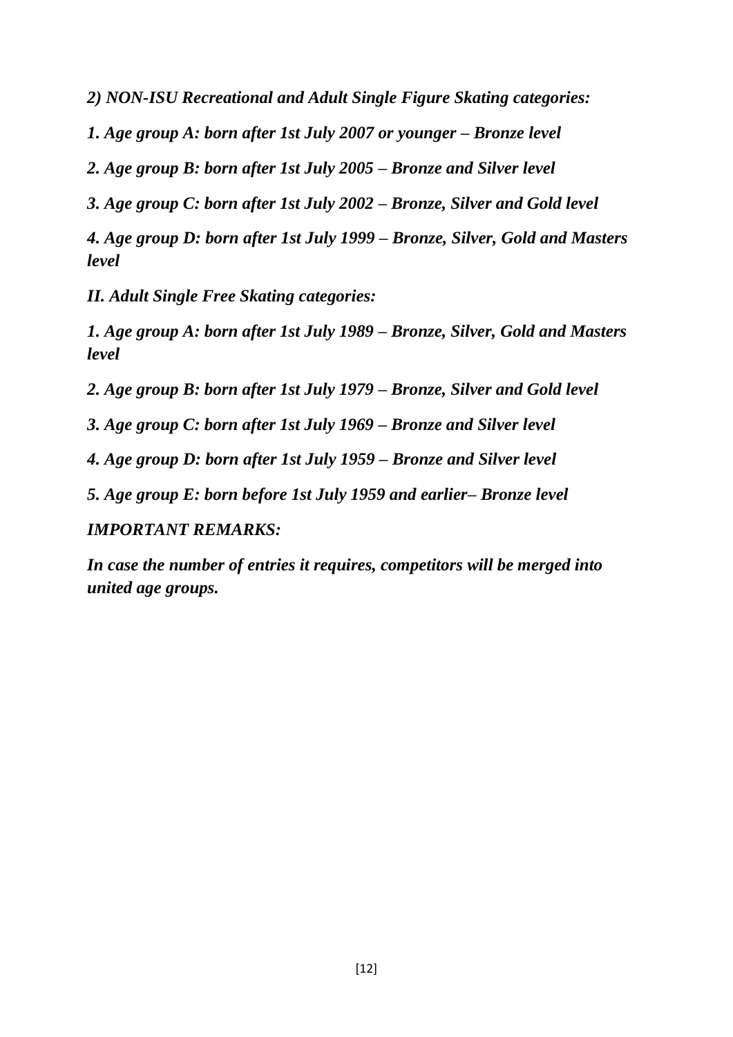*2) NON-ISU Recreational and Adult Single Figure Skating categories:*

*1. Age group A: born after 1st July 2007 or younger – Bronze level*

*2. Age group B: born after 1st July 2005 – Bronze and Silver level*

*3. Age group C: born after 1st July 2002 – Bronze, Silver and Gold level*

*4. Age group D: born after 1st July 1999 – Bronze, Silver, Gold and Masters level*

*II. Adult Single Free Skating categories:*

*1. Age group A: born after 1st July 1989 – Bronze, Silver, Gold and Masters level*

*2. Age group B: born after 1st July 1979 – Bronze, Silver and Gold level*

*3. Age group C: born after 1st July 1969 – Bronze and Silver level*

*4. Age group D: born after 1st July 1959 – Bronze and Silver level*

*5. Age group E: born before 1st July 1959 and earlier– Bronze level*

*IMPORTANT REMARKS:*

*In case the number of entries it requires, competitors will be merged into united age groups.*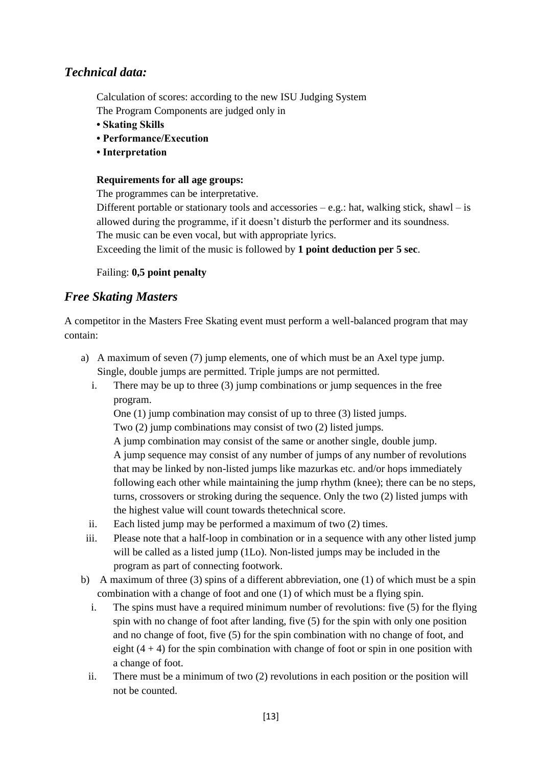## *Technical data:*

Calculation of scores: according to the new ISU Judging System
The Program Components are judged only in

- **Skating Skills**
- **Performance/Execution**
- **Interpretation**

**Requirements for all age groups:**

The programmes can be interpretative.
Different portable or stationary tools and accessories – e.g.: hat, walking stick, shawl – is allowed during the programme, if it doesn't disturb the performer and its soundness.
The music can be even vocal, but with appropriate lyrics.
Exceeding the limit of the music is followed by **1 point deduction per 5 sec**.

Failing: **0,5 point penalty**

## *Free Skating Masters*

A competitor in the Masters Free Skating event must perform a well-balanced program that may contain:

a) A maximum of seven (7) jump elements, one of which must be an Axel type jump. Single, double jumps are permitted. Triple jumps are not permitted.

   i. There may be up to three (3) jump combinations or jump sequences in the free program.
      One (1) jump combination may consist of up to three (3) listed jumps.
      Two (2) jump combinations may consist of two (2) listed jumps.
      A jump combination may consist of the same or another single, double jump.
      A jump sequence may consist of any number of jumps of any number of revolutions that may be linked by non-listed jumps like mazurkas etc. and/or hops immediately following each other while maintaining the jump rhythm (knee); there can be no steps, turns, crossovers or stroking during the sequence. Only the two (2) listed jumps with the highest value will count towards thetechnical score.

   ii. Each listed jump may be performed a maximum of two (2) times.

   iii. Please note that a half-loop in combination or in a sequence with any other listed jump will be called as a listed jump (1Lo). Non-listed jumps may be included in the program as part of connecting footwork.

b) A maximum of three (3) spins of a different abbreviation, one (1) of which must be a spin combination with a change of foot and one (1) of which must be a flying spin.

   i. The spins must have a required minimum number of revolutions: five (5) for the flying spin with no change of foot after landing, five (5) for the spin with only one position and no change of foot, five (5) for the spin combination with no change of foot, and eight (4 + 4) for the spin combination with change of foot or spin in one position with a change of foot.

   ii. There must be a minimum of two (2) revolutions in each position or the position will not be counted.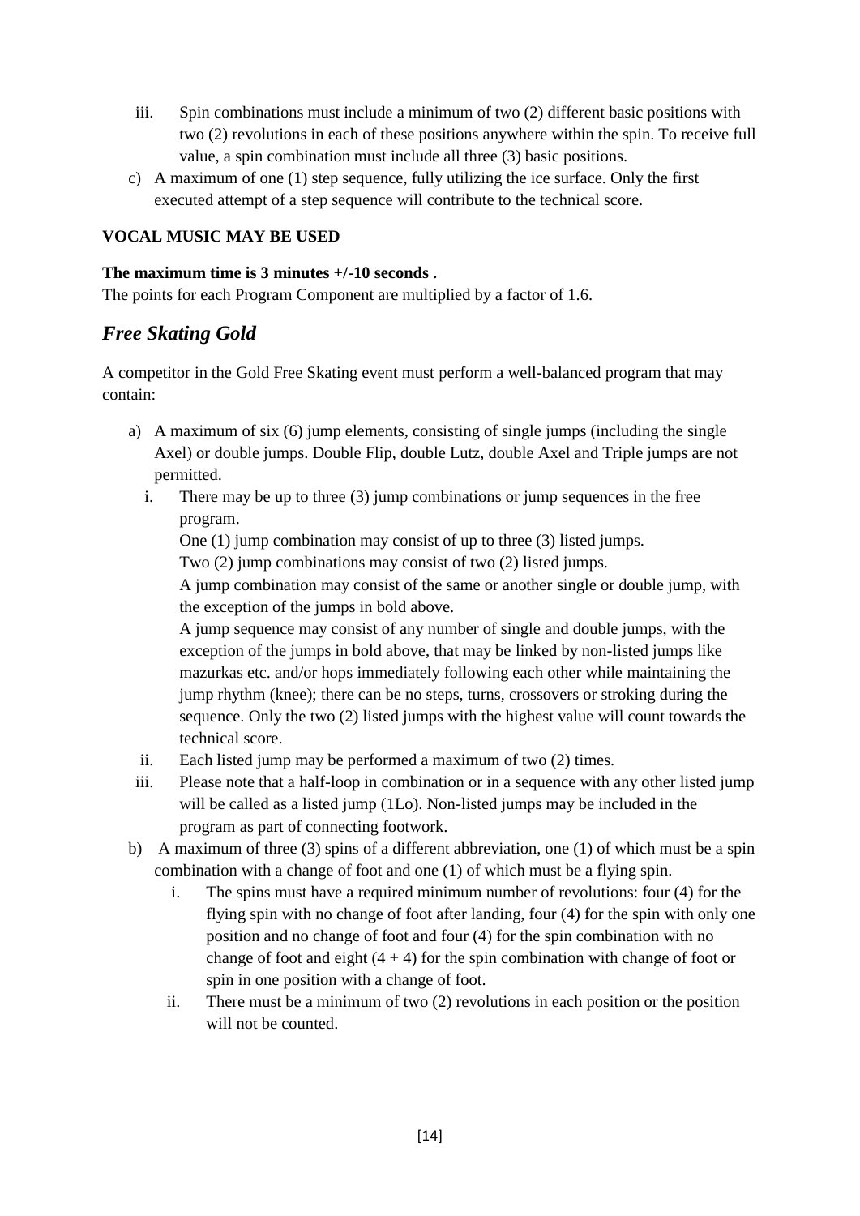iii. Spin combinations must include a minimum of two (2) different basic positions with two (2) revolutions in each of these positions anywhere within the spin. To receive full value, a spin combination must include all three (3) basic positions.

c) A maximum of one (1) step sequence, fully utilizing the ice surface. Only the first executed attempt of a step sequence will contribute to the technical score.

**VOCAL MUSIC MAY BE USED**

**The maximum time is 3 minutes +/-10 seconds .**
The points for each Program Component are multiplied by a factor of 1.6.

## *Free Skating Gold*

A competitor in the Gold Free Skating event must perform a well-balanced program that may contain:

a) A maximum of six (6) jump elements, consisting of single jumps (including the single Axel) or double jumps. Double Flip, double Lutz, double Axel and Triple jumps are not permitted.

   i. There may be up to three (3) jump combinations or jump sequences in the free program.
   One (1) jump combination may consist of up to three (3) listed jumps.
   Two (2) jump combinations may consist of two (2) listed jumps.
   A jump combination may consist of the same or another single or double jump, with the exception of the jumps in bold above.
   A jump sequence may consist of any number of single and double jumps, with the exception of the jumps in bold above, that may be linked by non-listed jumps like mazurkas etc. and/or hops immediately following each other while maintaining the jump rhythm (knee); there can be no steps, turns, crossovers or stroking during the sequence. Only the two (2) listed jumps with the highest value will count towards the technical score.

   ii. Each listed jump may be performed a maximum of two (2) times.

   iii. Please note that a half-loop in combination or in a sequence with any other listed jump will be called as a listed jump (1Lo). Non-listed jumps may be included in the program as part of connecting footwork.

b) A maximum of three (3) spins of a different abbreviation, one (1) of which must be a spin combination with a change of foot and one (1) of which must be a flying spin.

   i. The spins must have a required minimum number of revolutions: four (4) for the flying spin with no change of foot after landing, four (4) for the spin with only one position and no change of foot and four (4) for the spin combination with no change of foot and eight (4 + 4) for the spin combination with change of foot or spin in one position with a change of foot.

   ii. There must be a minimum of two (2) revolutions in each position or the position will not be counted.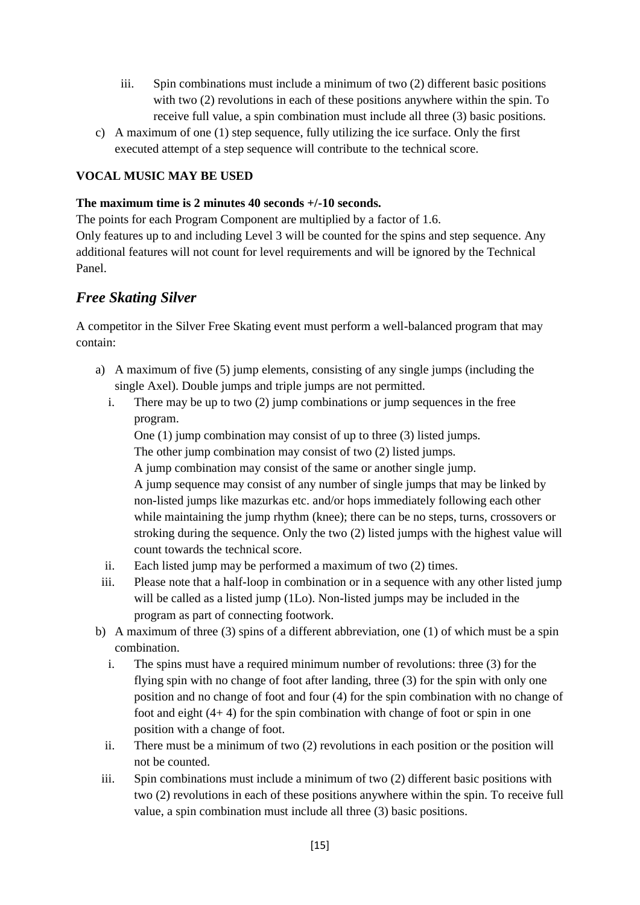iii. Spin combinations must include a minimum of two (2) different basic positions with two (2) revolutions in each of these positions anywhere within the spin. To receive full value, a spin combination must include all three (3) basic positions.

c) A maximum of one (1) step sequence, fully utilizing the ice surface. Only the first executed attempt of a step sequence will contribute to the technical score.

**VOCAL MUSIC MAY BE USED**

**The maximum time is 2 minutes 40 seconds +/-10 seconds.**

The points for each Program Component are multiplied by a factor of 1.6.

Only features up to and including Level 3 will be counted for the spins and step sequence. Any additional features will not count for level requirements and will be ignored by the Technical Panel.

## *Free Skating Silver*

A competitor in the Silver Free Skating event must perform a well-balanced program that may contain:

a) A maximum of five (5) jump elements, consisting of any single jumps (including the single Axel). Double jumps and triple jumps are not permitted.

   i. There may be up to two (2) jump combinations or jump sequences in the free program.
   One (1) jump combination may consist of up to three (3) listed jumps.
   The other jump combination may consist of two (2) listed jumps.
   A jump combination may consist of the same or another single jump.
   A jump sequence may consist of any number of single jumps that may be linked by non-listed jumps like mazurkas etc. and/or hops immediately following each other while maintaining the jump rhythm (knee); there can be no steps, turns, crossovers or stroking during the sequence. Only the two (2) listed jumps with the highest value will count towards the technical score.

   ii. Each listed jump may be performed a maximum of two (2) times.

   iii. Please note that a half-loop in combination or in a sequence with any other listed jump will be called as a listed jump (1Lo). Non-listed jumps may be included in the program as part of connecting footwork.

b) A maximum of three (3) spins of a different abbreviation, one (1) of which must be a spin combination.

   i. The spins must have a required minimum number of revolutions: three (3) for the flying spin with no change of foot after landing, three (3) for the spin with only one position and no change of foot and four (4) for the spin combination with no change of foot and eight (4+ 4) for the spin combination with change of foot or spin in one position with a change of foot.

   ii. There must be a minimum of two (2) revolutions in each position or the position will not be counted.

   iii. Spin combinations must include a minimum of two (2) different basic positions with two (2) revolutions in each of these positions anywhere within the spin. To receive full value, a spin combination must include all three (3) basic positions.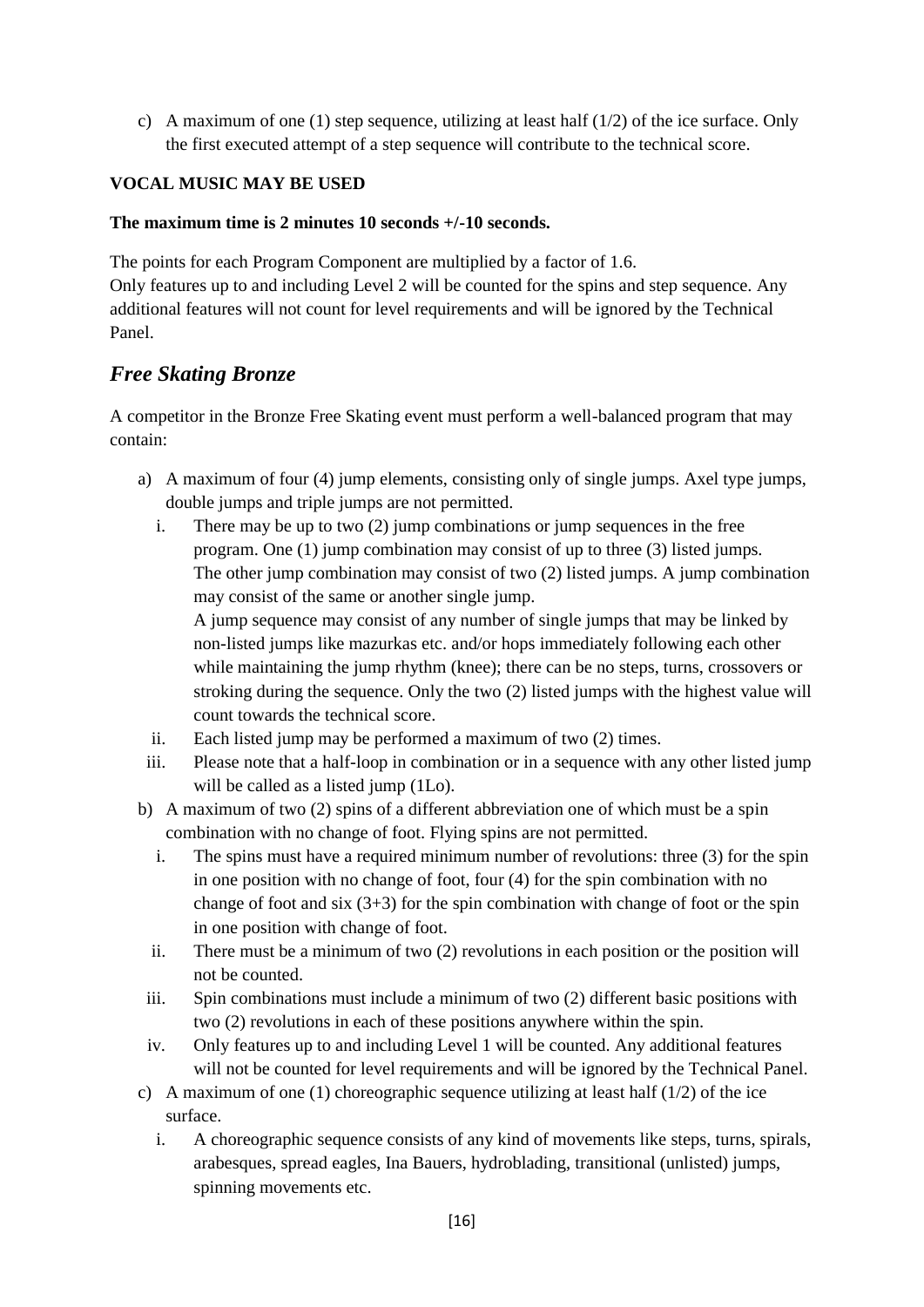c) A maximum of one (1) step sequence, utilizing at least half (1/2) of the ice surface. Only the first executed attempt of a step sequence will contribute to the technical score.

**VOCAL MUSIC MAY BE USED**

**The maximum time is 2 minutes 10 seconds +/-10 seconds.**

The points for each Program Component are multiplied by a factor of 1.6.
Only features up to and including Level 2 will be counted for the spins and step sequence. Any additional features will not count for level requirements and will be ignored by the Technical Panel.

## *Free Skating Bronze*

A competitor in the Bronze Free Skating event must perform a well-balanced program that may contain:

a) A maximum of four (4) jump elements, consisting only of single jumps. Axel type jumps, double jumps and triple jumps are not permitted.
   i. There may be up to two (2) jump combinations or jump sequences in the free program. One (1) jump combination may consist of up to three (3) listed jumps. The other jump combination may consist of two (2) listed jumps. A jump combination may consist of the same or another single jump.
      A jump sequence may consist of any number of single jumps that may be linked by non-listed jumps like mazurkas etc. and/or hops immediately following each other while maintaining the jump rhythm (knee); there can be no steps, turns, crossovers or stroking during the sequence. Only the two (2) listed jumps with the highest value will count towards the technical score.
   ii. Each listed jump may be performed a maximum of two (2) times.
   iii. Please note that a half-loop in combination or in a sequence with any other listed jump will be called as a listed jump (1Lo).

b) A maximum of two (2) spins of a different abbreviation one of which must be a spin combination with no change of foot. Flying spins are not permitted.
   i. The spins must have a required minimum number of revolutions: three (3) for the spin in one position with no change of foot, four (4) for the spin combination with no change of foot and six (3+3) for the spin combination with change of foot or the spin in one position with change of foot.
   ii. There must be a minimum of two (2) revolutions in each position or the position will not be counted.
   iii. Spin combinations must include a minimum of two (2) different basic positions with two (2) revolutions in each of these positions anywhere within the spin.
   iv. Only features up to and including Level 1 will be counted. Any additional features will not be counted for level requirements and will be ignored by the Technical Panel.

c) A maximum of one (1) choreographic sequence utilizing at least half (1/2) of the ice surface.
   i. A choreographic sequence consists of any kind of movements like steps, turns, spirals, arabesques, spread eagles, Ina Bauers, hydroblading, transitional (unlisted) jumps, spinning movements etc.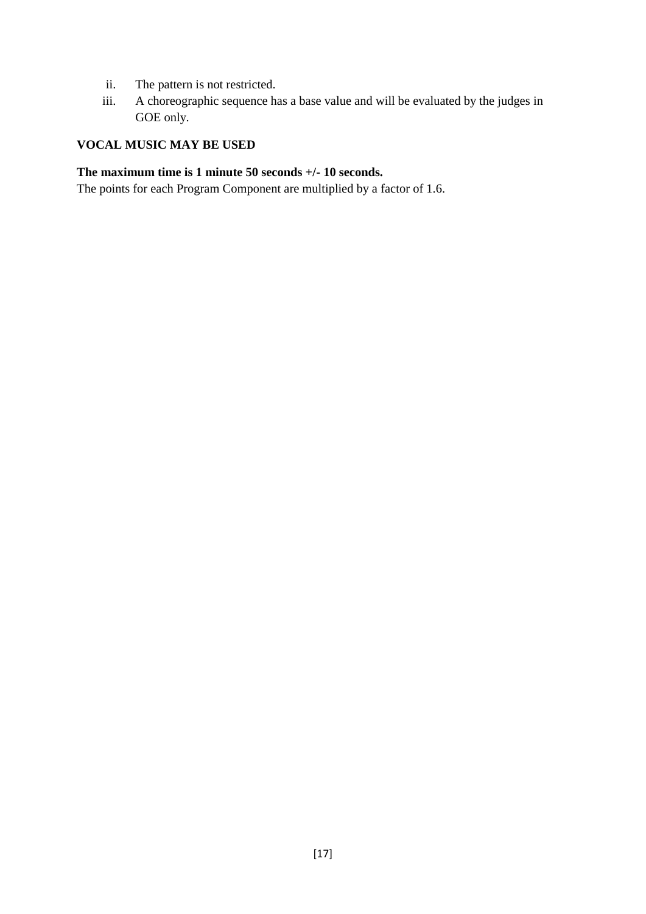ii. The pattern is not restricted.
iii. A choreographic sequence has a base value and will be evaluated by the judges in GOE only.

**VOCAL MUSIC MAY BE USED**

**The maximum time is 1 minute 50 seconds +/- 10 seconds.**
The points for each Program Component are multiplied by a factor of 1.6.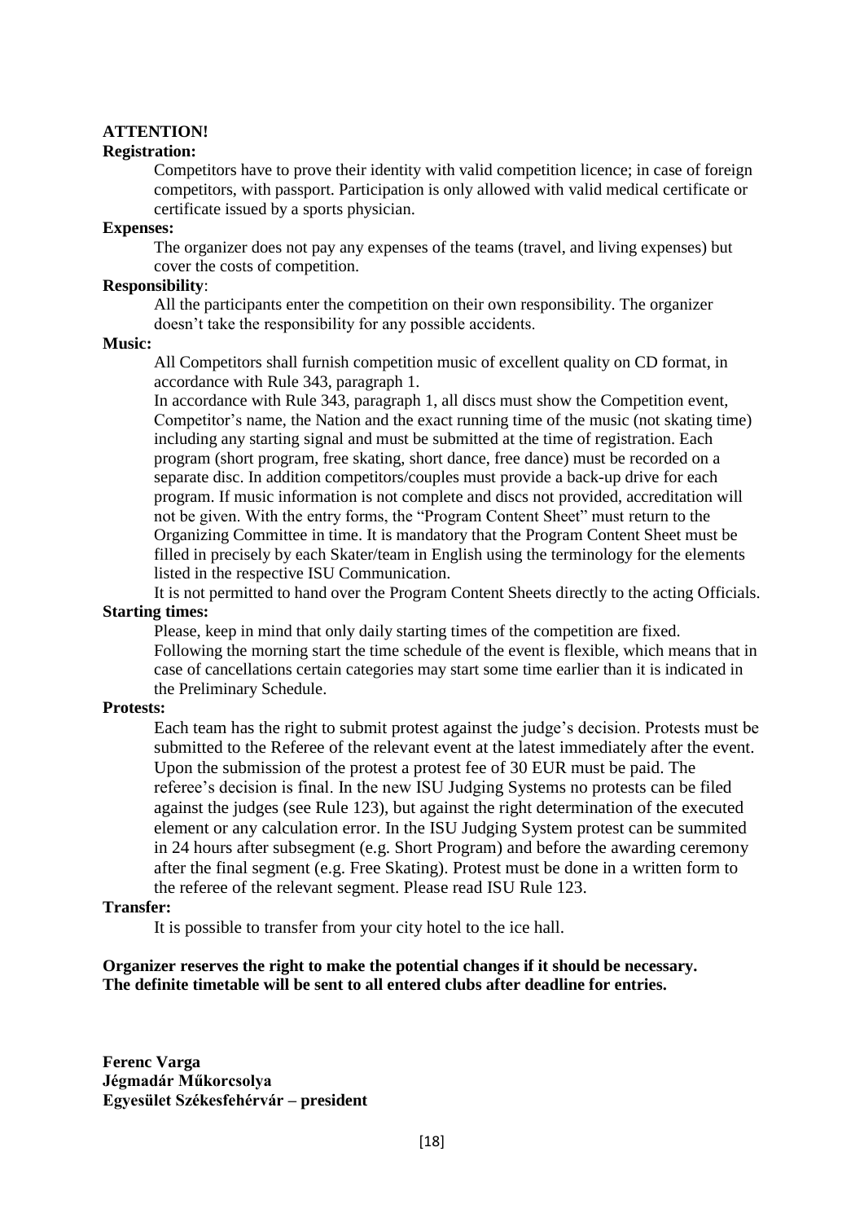**ATTENTION!**

**Registration:**

Competitors have to prove their identity with valid competition licence; in case of foreign competitors, with passport. Participation is only allowed with valid medical certificate or certificate issued by a sports physician.

**Expenses:**

The organizer does not pay any expenses of the teams (travel, and living expenses) but cover the costs of competition.

**Responsibility**:

All the participants enter the competition on their own responsibility. The organizer doesn't take the responsibility for any possible accidents.

**Music:**

All Competitors shall furnish competition music of excellent quality on CD format, in accordance with Rule 343, paragraph 1.

In accordance with Rule 343, paragraph 1, all discs must show the Competition event, Competitor's name, the Nation and the exact running time of the music (not skating time) including any starting signal and must be submitted at the time of registration. Each program (short program, free skating, short dance, free dance) must be recorded on a separate disc. In addition competitors/couples must provide a back-up drive for each program. If music information is not complete and discs not provided, accreditation will not be given. With the entry forms, the "Program Content Sheet" must return to the Organizing Committee in time. It is mandatory that the Program Content Sheet must be filled in precisely by each Skater/team in English using the terminology for the elements listed in the respective ISU Communication.

It is not permitted to hand over the Program Content Sheets directly to the acting Officials.

**Starting times:**

Please, keep in mind that only daily starting times of the competition are fixed. Following the morning start the time schedule of the event is flexible, which means that in case of cancellations certain categories may start some time earlier than it is indicated in the Preliminary Schedule.

**Protests:**

Each team has the right to submit protest against the judge's decision. Protests must be submitted to the Referee of the relevant event at the latest immediately after the event. Upon the submission of the protest a protest fee of 30 EUR must be paid. The referee's decision is final. In the new ISU Judging Systems no protests can be filed against the judges (see Rule 123), but against the right determination of the executed element or any calculation error. In the ISU Judging System protest can be summited in 24 hours after subsegment (e.g. Short Program) and before the awarding ceremony after the final segment (e.g. Free Skating). Protest must be done in a written form to the referee of the relevant segment. Please read ISU Rule 123.

**Transfer:**

It is possible to transfer from your city hotel to the ice hall.

**Organizer reserves the right to make the potential changes if it should be necessary.**
**The definite timetable will be sent to all entered clubs after deadline for entries.**

**Ferenc Varga**
**Jégmadár Műkorcsolya**
**Egyesület Székesfehérvár – president**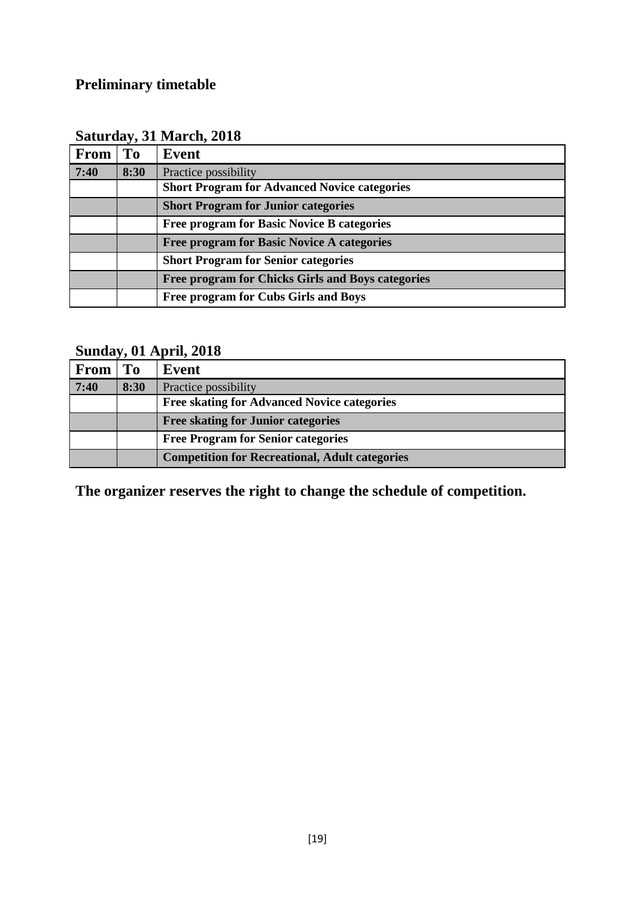## Preliminary timetable

### Saturday, 31 March, 2018

| From | To | Event |
|---|---|---|
| 7:40 | 8:30 | Practice possibility |
| | | **Short Program for Advanced Novice categories** |
| | | **Short Program for Junior categories** |
| | | **Free program for Basic Novice B categories** |
| | | **Free program for Basic Novice A categories** |
| | | **Short Program for Senior categories** |
| | | **Free program for Chicks Girls and Boys categories** |
| | | **Free program for Cubs Girls and Boys** |

### Sunday, 01 April, 2018

| From | To | Event |
|---|---|---|
| 7:40 | 8:30 | Practice possibility |
| | | **Free skating for Advanced Novice categories** |
| | | **Free skating for Junior categories** |
| | | **Free Program for Senior categories** |
| | | **Competition for Recreational, Adult categories** |

**The organizer reserves the right to change the schedule of competition.**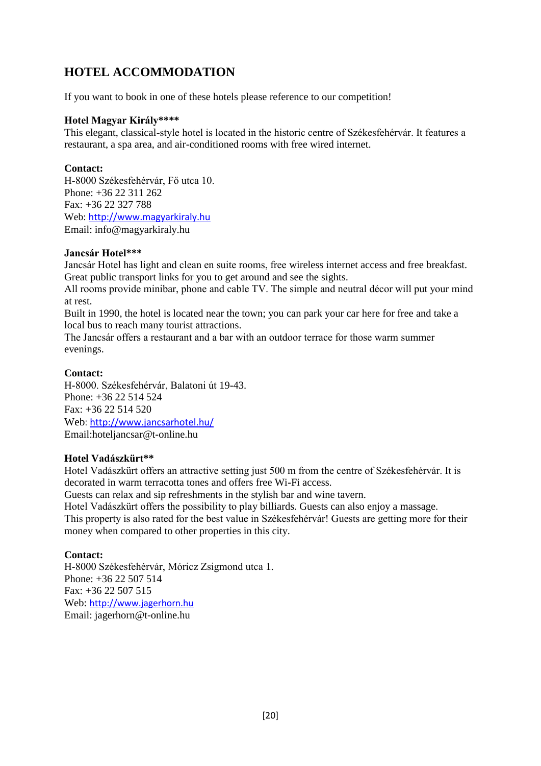# HOTEL ACCOMMODATION

If you want to book in one of these hotels please reference to our competition!

**Hotel Magyar Király****\*\*\*\***

This elegant, classical-style hotel is located in the historic centre of Székesfehérvár. It features a restaurant, a spa area, and air-conditioned rooms with free wired internet.

**Contact:**
H-8000 Székesfehérvár, Fő utca 10.
Phone: +36 22 311 262
Fax: +36 22 327 788
Web: http://www.magyarkiraly.hu
Email: info@magyarkiraly.hu

**Jancsár Hotel\*\*\***

Jancsár Hotel has light and clean en suite rooms, free wireless internet access and free breakfast. Great public transport links for you to get around and see the sights.
All rooms provide minibar, phone and cable TV. The simple and neutral décor will put your mind at rest.
Built in 1990, the hotel is located near the town; you can park your car here for free and take a local bus to reach many tourist attractions.
The Jancsár offers a restaurant and a bar with an outdoor terrace for those warm summer evenings.

**Contact:**
H-8000. Székesfehérvár, Balatoni út 19-43.
Phone: +36 22 514 524
Fax: +36 22 514 520
Web: http://www.jancsarhotel.hu/
Email:hoteljancsar@t-online.hu

**Hotel Vadászkürt\*\***

Hotel Vadászkürt offers an attractive setting just 500 m from the centre of Székesfehérvár. It is decorated in warm terracotta tones and offers free Wi-Fi access.
Guests can relax and sip refreshments in the stylish bar and wine tavern.
Hotel Vadászkürt offers the possibility to play billiards. Guests can also enjoy a massage.
This property is also rated for the best value in Székesfehérvár! Guests are getting more for their money when compared to other properties in this city.

**Contact:**
H-8000 Székesfehérvár, Móricz Zsigmond utca 1.
Phone: +36 22 507 514
Fax: +36 22 507 515
Web: http://www.jagerhorn.hu
Email: jagerhorn@t-online.hu